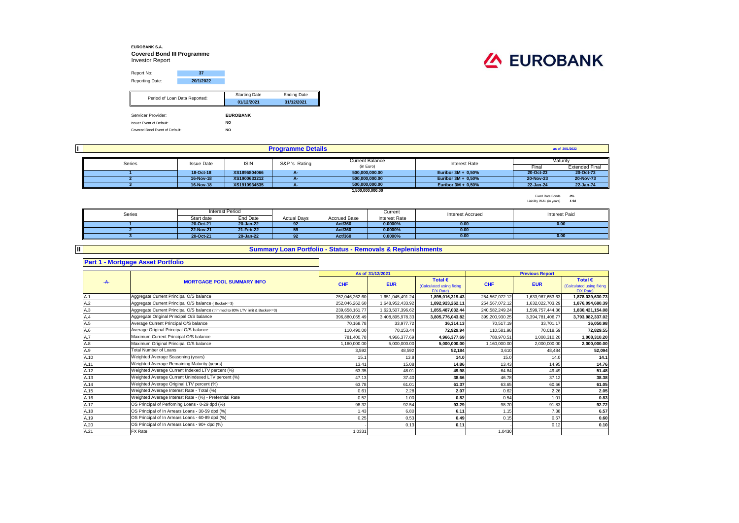**EUROBANK S.A.**

**Covered Bond III Programme**

Investor Report

EUROBANK

| | |
|---|---|
| Report No: | 37 |
| Reporting Date: | 20/1/2022 |

| Period of Loan Data Reported: | Starting Date | Ending Date |
|---|---|---|
| | 01/12/2021 | 31/12/2021 |

| | |
|---|---|
| Servicer Provider: | EUROBANK |
| Issuer Event of Default: | NO |
| Covered Bond Event of Default: | NO |

## I Programme Details

as of 20/1/2022

| Series | Issue Date | ISIN | S&P 's Rating | Current Balance (in Euro) | Interest Rate | Maturity | |
|---|---|---|---|---|---|---|---|
| | | | | | | Final | Extended Final |
| 1 | 18-Oct-18 | XS1896804066 | A- | 500,000,000.00 | Euribor 3M + 0,50% | 20-Oct-23 | 20-Oct-73 |
| 2 | 16-Nov-18 | XS1900633212 | A- | 500,000,000.00 | Euribor 3M + 0,50% | 20-Nov-23 | 20-Nov-73 |
| 3 | 16-Nov-18 | XS1910934535 | A- | 500,000,000.00 | Euribor 3M + 0,50% | 22-Jan-24 | 22-Jan-74 |
| | | | | 1,500,000,000.00 | | | |

Fixed Rate Bonds *0%*

Liability WAL (in years) *1.94*

| Series | Interest Period | | Actual Days | Accrued Base | Current Interest Rate | Interest Accrued | Interest Paid |
|---|---|---|---|---|---|---|---|
| | Start date | End Date | | | | | |
| 1 | 20-Oct-21 | 20-Jan-22 | 92 | Act/360 | 0.0000% | 0.00 | 0.00 |
| 2 | 22-Nov-21 | 21-Feb-22 | 59 | Act/360 | 0.0000% | 0.00 | - |
| 3 | 20-Oct-21 | 20-Jan-22 | 92 | Act/360 | 0.0000% | 0.00 | 0.00 |

## II Summary Loan Portfolio - Status - Removals & Replenishments

### Part 1 - Mortgage Asset Portfolio

| -A- | MORTGAGE POOL SUMMARY INFO | As of 31/12/2021 | | | Previous Report | | |
|---|---|---|---|---|---|---|---|
| | | CHF | EUR | Total € (Calculated using fixing F/X Rate) | CHF | EUR | Total € (Calculated using fixing F/X Rate) |
| A.1 | Aggregate Current Principal O/S balance | 252,046,262.60 | 1,651,045,491.24 | 1,895,016,319.43 | 254,567,072.12 | 1,633,967,653.63 | 1,878,039,630.73 |
| A.2 | Aggregate Current Principal O/S balance ( Bucket<=3) | 252,046,262.60 | 1,648,952,433.92 | 1,892,923,262.11 | 254,567,072.12 | 1,632,022,703.29 | 1,876,094,680.39 |
| A.3 | Aggregate Current Principal O/S balance (trimmed to 80% LTV limit & Bucket<=3) | 239,658,161.77 | 1,623,507,396.62 | 1,855,487,032.44 | 240,582,249.24 | 1,599,757,444.36 | 1,830,421,154.08 |
| A.4 | Aggregate Original Principal O/S balance | 396,880,065.49 | 3,408,895,978.33 | 3,805,776,043.82 | 399,200,930.25 | 3,394,781,406.77 | 3,793,982,337.02 |
| A.5 | Average Current Principal O/S balance | 70,168.78 | 33,977.72 | 36,314.13 | 70,517.19 | 33,701.17 | 36,050.98 |
| A.6 | Average Original Principal O/S balance | 110,490.00 | 70,153.44 | 72,929.94 | 110,581.98 | 70,018.59 | 72,829.55 |
| A.7 | Maximum Current Principal O/S balance | 781,400.78 | 4,966,377.69 | 4,966,377.69 | 788,970.51 | 1,008,310.20 | 1,008,310.20 |
| A.8 | Maximum Original Principal O/S balance | 1,160,000.00 | 5,000,000.00 | 5,000,000.00 | 1,160,000.00 | 2,000,000.00 | 2,000,000.00 |
| A.9 | Total Number of Loans | 3,592 | 48,592 | 52,184 | 3,610 | 48,484 | 52,094 |
| A.10 | Weighted Average Seasoning (years) | 15.1 | 13.8 | 14.0 | 15.0 | 14.0 | 14.1 |
| A.11 | Weighted Average Remaining Maturity (years) | 13.41 | 15.08 | 14.86 | 13.43 | 14.95 | 14.76 |
| A.12 | Weighted Average Current Indexed LTV percent (%) | 63.35 | 48.01 | 49.98 | 64.84 | 49.49 | 51.48 |
| A.13 | Weighted Average Current Unindexed LTV percent (%) | 47.13 | 37.40 | 38.66 | 46.78 | 37.12 | 38.38 |
| A.14 | Weighted Average Original LTV percent (%) | 63.78 | 61.01 | 61.37 | 63.65 | 60.66 | 61.05 |
| A.15 | Weighted Average Interest Rate - Total (%) | 0.61 | 2.28 | 2.07 | 0.62 | 2.26 | 2.05 |
| A.16 | Weighted Average Interest Rate - (%) - Preferntial Rate | 0.52 | 1.00 | 0.82 | 0.54 | 1.01 | 0.83 |
| A.17 | OS Principal of Perfoming Loans - 0-29 dpd (%) | 98.32 | 92.54 | 93.29 | 98.70 | 91.83 | 92.72 |
| A.18 | OS Principal of In Arrears Loans - 30-59 dpd (%) | 1.43 | 6.80 | 6.11 | 1.15 | 7.38 | 6.57 |
| A.19 | OS Principal of In Arrears Loans - 60-89 dpd (%) | 0.25 | 0.53 | 0.49 | 0.15 | 0.67 | 0.60 |
| A.20 | OS Principal of In Arrears Loans - 90+ dpd (%) | - | 0.13 | 0.11 | - | 0.12 | 0.10 |
| A.21 | FX Rate | 1.0331 | | | 1.0430 | | |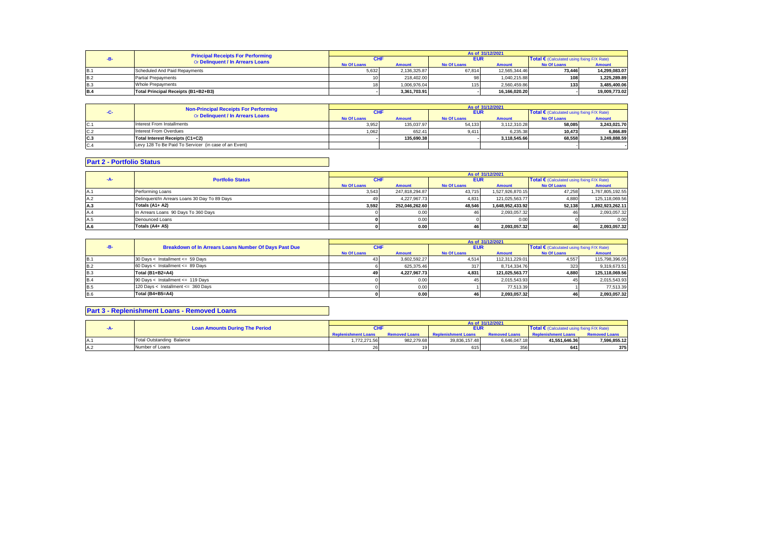| -B- | Principal Receipts For Performing Or Delinquent / In Arrears Loans | As of 31/12/2021 | | | | | |
|---|---|---|---|---|---|---|---|
| | | CHF | | EUR | | Total € (Calculated using fixing F/X Rate) | |
| | | No Of Loans | Amount | No Of Loans | Amount | No Of Loans | Amount |
| B.1 | Scheduled And Paid Repayments | 5,632 | 2,136,325.87 | 67,814 | 12,565,344.46 | 73,446 | 14,299,083.07 |
| B.2 | Partial Prepayments | 10 | 218,402.00 | 98 | 1,040,215.88 | 108 | 1,225,289.89 |
| B.3 | Whole Prepayments | 18 | 1,006,976.04 | 115 | 2,560,459.86 | 133 | 3,485,400.06 |
| B.4 | Total Principal Receipts (B1+B2+B3) | - | 3,361,703.91 | - | 16,166,020.20 | - | 19,009,773.02 |

| -C- | Non-Principal Receipts For Performing Or Delinquent / In Arrears Loans | As of 31/12/2021 | | | | | |
|---|---|---|---|---|---|---|---|
| | | CHF | | EUR | | Total € (Calculated using fixing F/X Rate) | |
| | | No Of Loans | Amount | No Of Loans | Amount | No Of Loans | Amount |
| C.1 | Interest From Installments | 3,952 | 135,037.97 | 54,133 | 3,112,310.28 | 58,085 | 3,243,021.70 |
| C.2 | Interest From Overdues | 1,062 | 652.41 | 9,411 | 6,235.38 | 10,473 | 6,866.89 |
| C.3 | Total Interest Receipts (C1+C2) | - | 135,690.38 | - | 3,118,545.66 | 68,558 | 3,249,888.59 |
| C.4 | Levy 128 To Be Paid To Servicer (in case of an Event) | | | | | - | - |

## Part 2 - Portfolio Status

| -A- | Portfolio Status | As of 31/12/2021 | | | | | |
|---|---|---|---|---|---|---|---|
| | | CHF | | EUR | | Total € (Calculated using fixing F/X Rate) | |
| | | No Of Loans | Amount | No Of Loans | Amount | No Of Loans | Amount |
| A.1 | Performing Loans | 3,543 | 247,818,294.87 | 43,715 | 1,527,926,870.15 | 47,258 | 1,767,805,192.55 |
| A.2 | Delinquent/In Arrears Loans 30 Day To 89 Days | 49 | 4,227,967.73 | 4,831 | 121,025,563.77 | 4,880 | 125,118,069.56 |
| A.3 | Totals (A1+ A2) | 3,592 | 252,046,262.60 | 48,546 | 1,648,952,433.92 | 52,138 | 1,892,923,262.11 |
| A.4 | In Arrears Loans 90 Days To 360 Days | 0 | 0.00 | 46 | 2,093,057.32 | 46 | 2,093,057.32 |
| A.5 | Denounced Loans | 0 | 0.00 | 0 | 0.00 | 0 | 0.00 |
| A.6 | Totals (A4+ A5) | 0 | 0.00 | 46 | 2,093,057.32 | 46 | 2,093,057.32 |

| -B- | Breakdown of In Arrears Loans Number Of Days Past Due | As of 31/12/2021 | | | | | |
|---|---|---|---|---|---|---|---|
| | | CHF | | EUR | | Total € (Calculated using fixing F/X Rate) | |
| | | No Of Loans | Amount | No Of Loans | Amount | No Of Loans | Amount |
| B.1 | 30 Days < Installment <= 59 Days | 43 | 3,602,592.27 | 4,514 | 112,311,229.01 | 4,557 | 115,798,396.05 |
| B.2 | 60 Days < Installment <= 89 Days | 6 | 625,375.46 | 317 | 8,714,334.76 | 323 | 9,319,673.51 |
| B.3 | Total (B1+B2=A4) | 49 | 4,227,967.73 | 4,831 | 121,025,563.77 | 4,880 | 125,118,069.56 |
| B.4 | 90 Days < Installment <= 119 Days | 0 | 0.00 | 45 | 2,015,543.93 | 45 | 2,015,543.93 |
| B.5 | 120 Days < Installment <= 360 Days | 0 | 0.00 | 1 | 77,513.39 | 1 | 77,513.39 |
| B.6 | Total (B4+B5=A4) | 0 | 0.00 | 46 | 2,093,057.32 | 46 | 2,093,057.32 |

## Part 3 - Replenishment Loans - Removed Loans

| -A- | Loan Amounts During The Period | As of 31/12/2021 | | | | | |
|---|---|---|---|---|---|---|---|
| | | CHF | | EUR | | Total € (Calculated using fixing F/X Rate) | |
| | | Replenishment Loans | Removed Loans | Replenishment Loans | Removed Loans | Replenishment Loans | Removed Loans |
| A.1 | Total Outstanding Balance | 1,772,271.56 | 982,279.68 | 39,836,157.48 | 6,646,047.18 | 41,551,646.36 | 7,596,855.12 |
| A.2 | Number of Loans | 26 | 19 | 615 | 356 | 641 | 375 |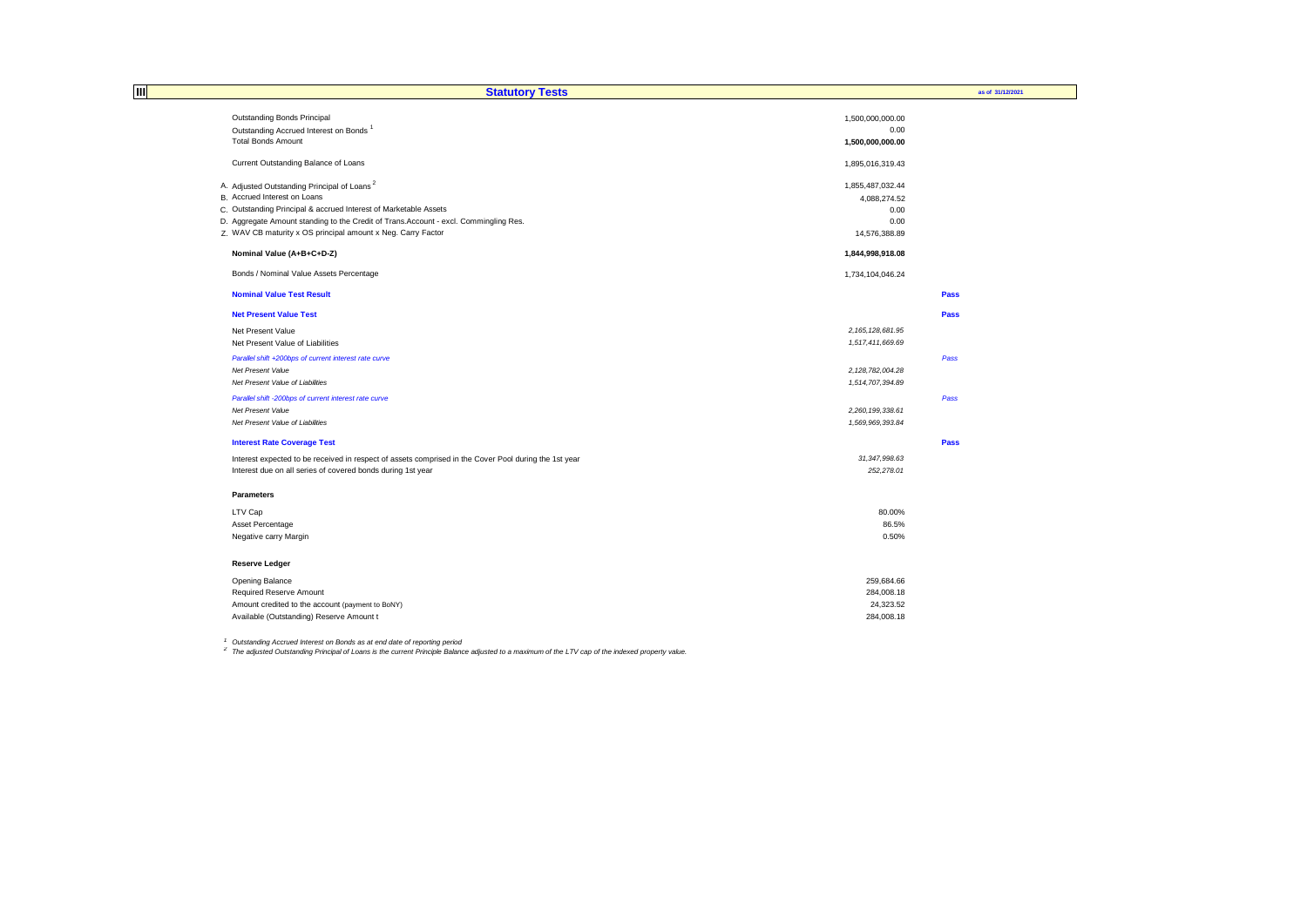## III Statutory Tests

as of 31/12/2021

| | | |
|---|---|---|
| Outstanding Bonds Principal | 1,500,000,000.00 | |
| Outstanding Accrued Interest on Bonds [1] | 0.00 | |
| Total Bonds Amount | **1,500,000,000.00** | |
| | | |
| Current Outstanding Balance of Loans | 1,895,016,319.43 | |
| | | |
| A. Adjusted Outstanding Principal of Loans [2] | 1,855,487,032.44 | |
| B. Accrued Interest on Loans | 4,088,274.52 | |
| C. Outstanding Principal & accrued Interest of Marketable Assets | 0.00 | |
| D. Aggregate Amount standing to the Credit of Trans.Account - excl. Commingling Res. | 0.00 | |
| Z. WAV CB maturity x OS principal amount x Neg. Carry Factor | 14,576,388.89 | |
| | | |
| **Nominal Value (A+B+C+D-Z)** | **1,844,998,918.08** | |
| | | |
| Bonds / Nominal Value Assets Percentage | 1,734,104,046.24 | |
| | | |
| **Nominal Value Test Result** | | **Pass** |
| | | |
| **Net Present Value Test** | | **Pass** |
| Net Present Value | *2,165,128,681.95* | |
| Net Present Value of Liabilities | *1,517,411,669.69* | |
| *Parallel shift +200bps of current interest rate curve* | | *Pass* |
| *Net Present Value* | *2,128,782,004.28* | |
| *Net Present Value of Liabilities* | *1,514,707,394.89* | |
| *Parallel shift -200bps of current interest rate curve* | | *Pass* |
| *Net Present Value* | *2,260,199,338.61* | |
| *Net Present Value of Liabilities* | *1,569,969,393.84* | |
| | | |
| **Interest Rate Coverage Test** | | **Pass** |
| Interest expected to be received in respect of assets comprised in the Cover Pool during the 1st year | *31,347,998.63* | |
| Interest due on all series of covered bonds during 1st year | *252,278.01* | |

**Parameters**

| | |
|---|---|
| LTV Cap | 80.00% |
| Asset Percentage | 86.5% |
| Negative carry Margin | 0.50% |

**Reserve Ledger**

| | |
|---|---|
| Opening Balance | 259,684.66 |
| Required Reserve Amount | 284,008.18 |
| Amount credited to the account (payment to BoNY) | 24,323.52 |
| Available (Outstanding) Reserve Amount t | 284,008.18 |

[1] *Outstanding Accrued Interest on Bonds as at end date of reporting period*

[2] *The adjusted Outstanding Principal of Loans is the current Principle Balance adjusted to a maximum of the LTV cap of the indexed property value.*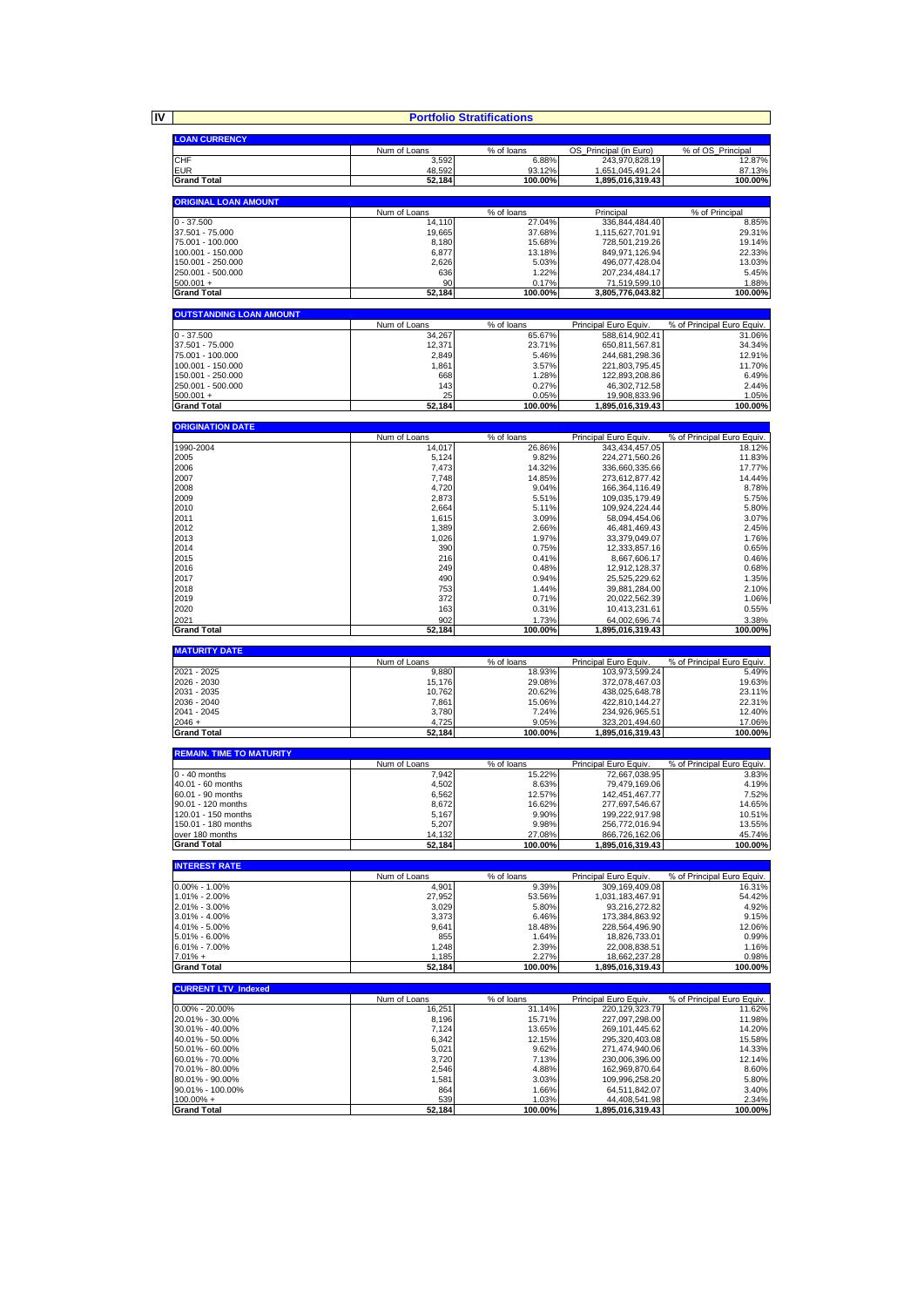## IV Portfolio Stratifications

### LOAN CURRENCY

| | Num of Loans | % of loans | OS_Principal (in Euro) | % of OS_Principal |
|---|---|---|---|---|
| CHF | 3,592 | 6.88% | 243,970,828.19 | 12.87% |
| EUR | 48,592 | 93.12% | 1,651,045,491.24 | 87.13% |
| **Grand Total** | **52,184** | **100.00%** | **1,895,016,319.43** | **100.00%** |

### ORIGINAL LOAN AMOUNT

| | Num of Loans | % of loans | Principal | % of Principal |
|---|---|---|---|---|
| 0 - 37.500 | 14,110 | 27.04% | 336,844,484.40 | 8.85% |
| 37.501 - 75.000 | 19,665 | 37.68% | 1,115,627,701.91 | 29.31% |
| 75.001 - 100.000 | 8,180 | 15.68% | 728,501,219.26 | 19.14% |
| 100.001 - 150.000 | 6,877 | 13.18% | 849,971,126.94 | 22.33% |
| 150.001 - 250.000 | 2,626 | 5.03% | 496,077,428.04 | 13.03% |
| 250.001 - 500.000 | 636 | 1.22% | 207,234,484.17 | 5.45% |
| 500.001 + | 90 | 0.17% | 71,519,599.10 | 1.88% |
| **Grand Total** | **52,184** | **100.00%** | **3,805,776,043.82** | **100.00%** |

### OUTSTANDING LOAN AMOUNT

| | Num of Loans | % of loans | Principal Euro Equiv. | % of Principal Euro Equiv. |
|---|---|---|---|---|
| 0 - 37.500 | 34,267 | 65.67% | 588,614,902.41 | 31.06% |
| 37.501 - 75.000 | 12,371 | 23.71% | 650,811,567.81 | 34.34% |
| 75.001 - 100.000 | 2,849 | 5.46% | 244,681,298.36 | 12.91% |
| 100.001 - 150.000 | 1,861 | 3.57% | 221,803,795.45 | 11.70% |
| 150.001 - 250.000 | 668 | 1.28% | 122,893,208.86 | 6.49% |
| 250.001 - 500.000 | 143 | 0.27% | 46,302,712.58 | 2.44% |
| 500.001 + | 25 | 0.05% | 19,908,833.96 | 1.05% |
| **Grand Total** | **52,184** | **100.00%** | **1,895,016,319.43** | **100.00%** |

### ORIGINATION DATE

| | Num of Loans | % of loans | Principal Euro Equiv. | % of Principal Euro Equiv. |
|---|---|---|---|---|
| 1990-2004 | 14,017 | 26.86% | 343,434,457.05 | 18.12% |
| 2005 | 5,124 | 9.82% | 224,271,560.26 | 11.83% |
| 2006 | 7,473 | 14.32% | 336,660,335.66 | 17.77% |
| 2007 | 7,748 | 14.85% | 273,612,877.42 | 14.44% |
| 2008 | 4,720 | 9.04% | 166,364,116.49 | 8.78% |
| 2009 | 2,873 | 5.51% | 109,035,179.49 | 5.75% |
| 2010 | 2,664 | 5.11% | 109,924,224.44 | 5.80% |
| 2011 | 1,615 | 3.09% | 58,094,454.06 | 3.07% |
| 2012 | 1,389 | 2.66% | 46,481,469.43 | 2.45% |
| 2013 | 1,026 | 1.97% | 33,379,049.07 | 1.76% |
| 2014 | 390 | 0.75% | 12,333,857.16 | 0.65% |
| 2015 | 216 | 0.41% | 8,667,606.17 | 0.46% |
| 2016 | 249 | 0.48% | 12,912,128.37 | 0.68% |
| 2017 | 490 | 0.94% | 25,525,229.62 | 1.35% |
| 2018 | 753 | 1.44% | 39,881,284.00 | 2.10% |
| 2019 | 372 | 0.71% | 20,022,562.39 | 1.06% |
| 2020 | 163 | 0.31% | 10,413,231.61 | 0.55% |
| 2021 | 902 | 1.73% | 64,002,696.74 | 3.38% |
| **Grand Total** | **52,184** | **100.00%** | **1,895,016,319.43** | **100.00%** |

### MATURITY DATE

| | Num of Loans | % of loans | Principal Euro Equiv. | % of Principal Euro Equiv. |
|---|---|---|---|---|
| 2021 - 2025 | 9,880 | 18.93% | 103,973,599.24 | 5.49% |
| 2026 - 2030 | 15,176 | 29.08% | 372,078,467.03 | 19.63% |
| 2031 - 2035 | 10,762 | 20.62% | 438,025,648.78 | 23.11% |
| 2036 - 2040 | 7,861 | 15.06% | 422,810,144.27 | 22.31% |
| 2041 - 2045 | 3,780 | 7.24% | 234,926,965.51 | 12.40% |
| 2046 + | 4,725 | 9.05% | 323,201,494.60 | 17.06% |
| **Grand Total** | **52,184** | **100.00%** | **1,895,016,319.43** | **100.00%** |

### REMAIN. TIME TO MATURITY

| | Num of Loans | % of loans | Principal Euro Equiv. | % of Principal Euro Equiv. |
|---|---|---|---|---|
| 0 - 40 months | 7,942 | 15.22% | 72,667,038.95 | 3.83% |
| 40.01 - 60 months | 4,502 | 8.63% | 79,479,169.06 | 4.19% |
| 60.01 - 90 months | 6,562 | 12.57% | 142,451,467.77 | 7.52% |
| 90.01 - 120 months | 8,672 | 16.62% | 277,697,546.67 | 14.65% |
| 120.01 - 150 months | 5,167 | 9.90% | 199,222,917.98 | 10.51% |
| 150.01 - 180 months | 5,207 | 9.98% | 256,772,016.94 | 13.55% |
| over 180 months | 14,132 | 27.08% | 866,726,162.06 | 45.74% |
| **Grand Total** | **52,184** | **100.00%** | **1,895,016,319.43** | **100.00%** |

### INTEREST RATE

| | Num of Loans | % of loans | Principal Euro Equiv. | % of Principal Euro Equiv. |
|---|---|---|---|---|
| 0.00% - 1.00% | 4,901 | 9.39% | 309,169,409.08 | 16.31% |
| 1.01% - 2.00% | 27,952 | 53.56% | 1,031,183,467.91 | 54.42% |
| 2.01% - 3.00% | 3,029 | 5.80% | 93,216,272.82 | 4.92% |
| 3.01% - 4.00% | 3,373 | 6.46% | 173,384,863.92 | 9.15% |
| 4.01% - 5.00% | 9,641 | 18.48% | 228,564,496.90 | 12.06% |
| 5.01% - 6.00% | 855 | 1.64% | 18,826,733.01 | 0.99% |
| 6.01% - 7.00% | 1,248 | 2.39% | 22,008,838.51 | 1.16% |
| 7.01% + | 1,185 | 2.27% | 18,662,237.28 | 0.98% |
| **Grand Total** | **52,184** | **100.00%** | **1,895,016,319.43** | **100.00%** |

### CURRENT LTV_Indexed

| | Num of Loans | % of loans | Principal Euro Equiv. | % of Principal Euro Equiv. |
|---|---|---|---|---|
| 0.00% - 20.00% | 16,251 | 31.14% | 220,129,323.79 | 11.62% |
| 20.01% - 30.00% | 8,196 | 15.71% | 227,097,298.00 | 11.98% |
| 30.01% - 40.00% | 7,124 | 13.65% | 269,101,445.62 | 14.20% |
| 40.01% - 50.00% | 6,342 | 12.15% | 295,320,403.08 | 15.58% |
| 50.01% - 60.00% | 5,021 | 9.62% | 271,474,940.06 | 14.33% |
| 60.01% - 70.00% | 3,720 | 7.13% | 230,006,396.00 | 12.14% |
| 70.01% - 80.00% | 2,546 | 4.88% | 162,969,870.64 | 8.60% |
| 80.01% - 90.00% | 1,581 | 3.03% | 109,996,258.20 | 5.80% |
| 90.01% - 100.00% | 864 | 1.66% | 64,511,842.07 | 3.40% |
| 100.00% + | 539 | 1.03% | 44,408,541.98 | 2.34% |
| **Grand Total** | **52,184** | **100.00%** | **1,895,016,319.43** | **100.00%** |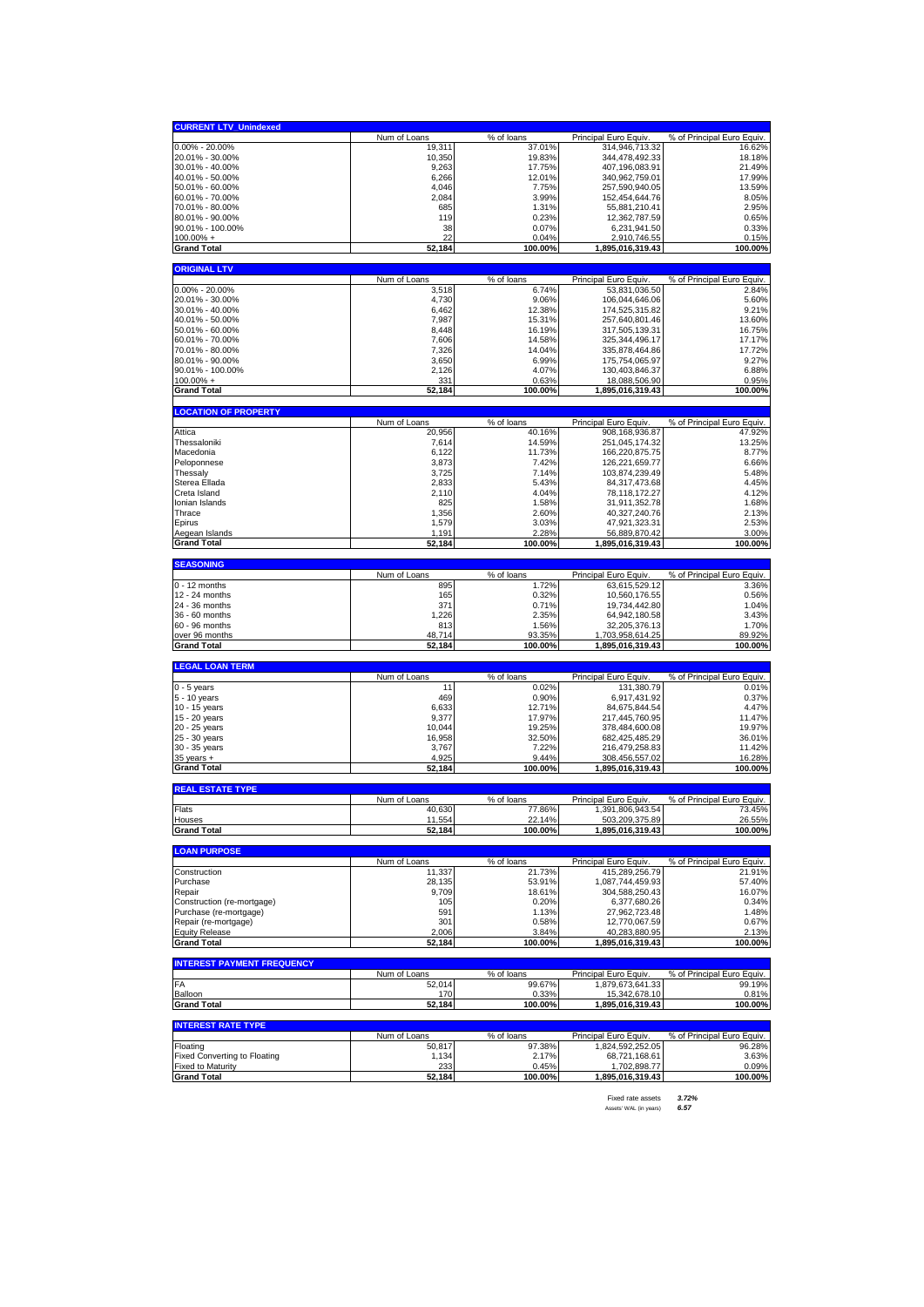| CURRENT LTV_Unindexed | Num of Loans | % of loans | Principal Euro Equiv. | % of Principal Euro Equiv. |
|---|---|---|---|---|
| 0.00% - 20.00% | 19,311 | 37.01% | 314,946,713.32 | 16.62% |
| 20.01% - 30.00% | 10,350 | 19.83% | 344,478,492.33 | 18.18% |
| 30.01% - 40.00% | 9,263 | 17.75% | 407,196,083.91 | 21.49% |
| 40.01% - 50.00% | 6,266 | 12.01% | 340,962,759.01 | 17.99% |
| 50.01% - 60.00% | 4,046 | 7.75% | 257,590,940.05 | 13.59% |
| 60.01% - 70.00% | 2,084 | 3.99% | 152,454,644.76 | 8.05% |
| 70.01% - 80.00% | 685 | 1.31% | 55,881,210.41 | 2.95% |
| 80.01% - 90.00% | 119 | 0.23% | 12,362,787.59 | 0.65% |
| 90.01% - 100.00% | 38 | 0.07% | 6,231,941.50 | 0.33% |
| 100.00% + | 22 | 0.04% | 2,910,746.55 | 0.15% |
| **Grand Total** | **52,184** | **100.00%** | **1,895,016,319.43** | **100.00%** |

| ORIGINAL LTV | Num of Loans | % of loans | Principal Euro Equiv. | % of Principal Euro Equiv. |
|---|---|---|---|---|
| 0.00% - 20.00% | 3,518 | 6.74% | 53,831,036.50 | 2.84% |
| 20.01% - 30.00% | 4,730 | 9.06% | 106,044,646.06 | 5.60% |
| 30.01% - 40.00% | 6,462 | 12.38% | 174,525,315.82 | 9.21% |
| 40.01% - 50.00% | 7,987 | 15.31% | 257,640,801.46 | 13.60% |
| 50.01% - 60.00% | 8,448 | 16.19% | 317,505,139.31 | 16.75% |
| 60.01% - 70.00% | 7,606 | 14.58% | 325,344,496.17 | 17.17% |
| 70.01% - 80.00% | 7,326 | 14.04% | 335,878,464.86 | 17.72% |
| 80.01% - 90.00% | 3,650 | 6.99% | 175,754,065.97 | 9.27% |
| 90.01% - 100.00% | 2,126 | 4.07% | 130,403,846.37 | 6.88% |
| 100.00% + | 331 | 0.63% | 18,088,506.90 | 0.95% |
| **Grand Total** | **52,184** | **100.00%** | **1,895,016,319.43** | **100.00%** |

| LOCATION OF PROPERTY | Num of Loans | % of loans | Principal Euro Equiv. | % of Principal Euro Equiv. |
|---|---|---|---|---|
| Attica | 20,956 | 40.16% | 908,168,936.87 | 47.92% |
| Thessaloniki | 7,614 | 14.59% | 251,045,174.32 | 13.25% |
| Macedonia | 6,122 | 11.73% | 166,220,875.75 | 8.77% |
| Peloponnese | 3,873 | 7.42% | 126,221,659.77 | 6.66% |
| Thessaly | 3,725 | 7.14% | 103,874,239.49 | 5.48% |
| Sterea Ellada | 2,833 | 5.43% | 84,317,473.68 | 4.45% |
| Creta Island | 2,110 | 4.04% | 78,118,172.27 | 4.12% |
| Ionian Islands | 825 | 1.58% | 31,911,352.78 | 1.68% |
| Thrace | 1,356 | 2.60% | 40,327,240.76 | 2.13% |
| Epirus | 1,579 | 3.03% | 47,921,323.31 | 2.53% |
| Aegean Islands | 1,191 | 2.28% | 56,889,870.42 | 3.00% |
| **Grand Total** | **52,184** | **100.00%** | **1,895,016,319.43** | **100.00%** |

| SEASONING | Num of Loans | % of loans | Principal Euro Equiv. | % of Principal Euro Equiv. |
|---|---|---|---|---|
| 0 - 12 months | 895 | 1.72% | 63,615,529.12 | 3.36% |
| 12 - 24 months | 165 | 0.32% | 10,560,176.55 | 0.56% |
| 24 - 36 months | 371 | 0.71% | 19,734,442.80 | 1.04% |
| 36 - 60 months | 1,226 | 2.35% | 64,942,180.58 | 3.43% |
| 60 - 96 months | 813 | 1.56% | 32,205,376.13 | 1.70% |
| over 96 months | 48,714 | 93.35% | 1,703,958,614.25 | 89.92% |
| **Grand Total** | **52,184** | **100.00%** | **1,895,016,319.43** | **100.00%** |

| LEGAL LOAN TERM | Num of Loans | % of loans | Principal Euro Equiv. | % of Principal Euro Equiv. |
|---|---|---|---|---|
| 0 - 5 years | 11 | 0.02% | 131,380.79 | 0.01% |
| 5 - 10 years | 469 | 0.90% | 6,917,431.92 | 0.37% |
| 10 - 15 years | 6,633 | 12.71% | 84,675,844.54 | 4.47% |
| 15 - 20 years | 9,377 | 17.97% | 217,445,760.95 | 11.47% |
| 20 - 25 years | 10,044 | 19.25% | 378,484,600.08 | 19.97% |
| 25 - 30 years | 16,958 | 32.50% | 682,425,485.29 | 36.01% |
| 30 - 35 years | 3,767 | 7.22% | 216,479,258.83 | 11.42% |
| 35 years + | 4,925 | 9.44% | 308,456,557.02 | 16.28% |
| **Grand Total** | **52,184** | **100.00%** | **1,895,016,319.43** | **100.00%** |

| REAL ESTATE TYPE | Num of Loans | % of loans | Principal Euro Equiv. | % of Principal Euro Equiv. |
|---|---|---|---|---|
| Flats | 40,630 | 77.86% | 1,391,806,943.54 | 73.45% |
| Houses | 11,554 | 22.14% | 503,209,375.89 | 26.55% |
| **Grand Total** | **52,184** | **100.00%** | **1,895,016,319.43** | **100.00%** |

| LOAN PURPOSE | Num of Loans | % of loans | Principal Euro Equiv. | % of Principal Euro Equiv. |
|---|---|---|---|---|
| Construction | 11,337 | 21.73% | 415,289,256.79 | 21.91% |
| Purchase | 28,135 | 53.91% | 1,087,744,459.93 | 57.40% |
| Repair | 9,709 | 18.61% | 304,588,250.43 | 16.07% |
| Construction (re-mortgage) | 105 | 0.20% | 6,377,680.26 | 0.34% |
| Purchase (re-mortgage) | 591 | 1.13% | 27,962,723.48 | 1.48% |
| Repair (re-mortgage) | 301 | 0.58% | 12,770,067.59 | 0.67% |
| Equity Release | 2,006 | 3.84% | 40,283,880.95 | 2.13% |
| **Grand Total** | **52,184** | **100.00%** | **1,895,016,319.43** | **100.00%** |

| INTEREST PAYMENT FREQUENCY | Num of Loans | % of loans | Principal Euro Equiv. | % of Principal Euro Equiv. |
|---|---|---|---|---|
| FA | 52,014 | 99.67% | 1,879,673,641.33 | 99.19% |
| Balloon | 170 | 0.33% | 15,342,678.10 | 0.81% |
| **Grand Total** | **52,184** | **100.00%** | **1,895,016,319.43** | **100.00%** |

| INTEREST RATE TYPE | Num of Loans | % of loans | Principal Euro Equiv. | % of Principal Euro Equiv. |
|---|---|---|---|---|
| Floating | 50,817 | 97.38% | 1,824,592,252.05 | 96.28% |
| Fixed Converting to Floating | 1,134 | 2.17% | 68,721,168.61 | 3.63% |
| Fixed to Maturity | 233 | 0.45% | 1,702,898.77 | 0.09% |
| **Grand Total** | **52,184** | **100.00%** | **1,895,016,319.43** | **100.00%** |

Fixed rate assets *3.72%*

Assets' WAL (in years) *6.57*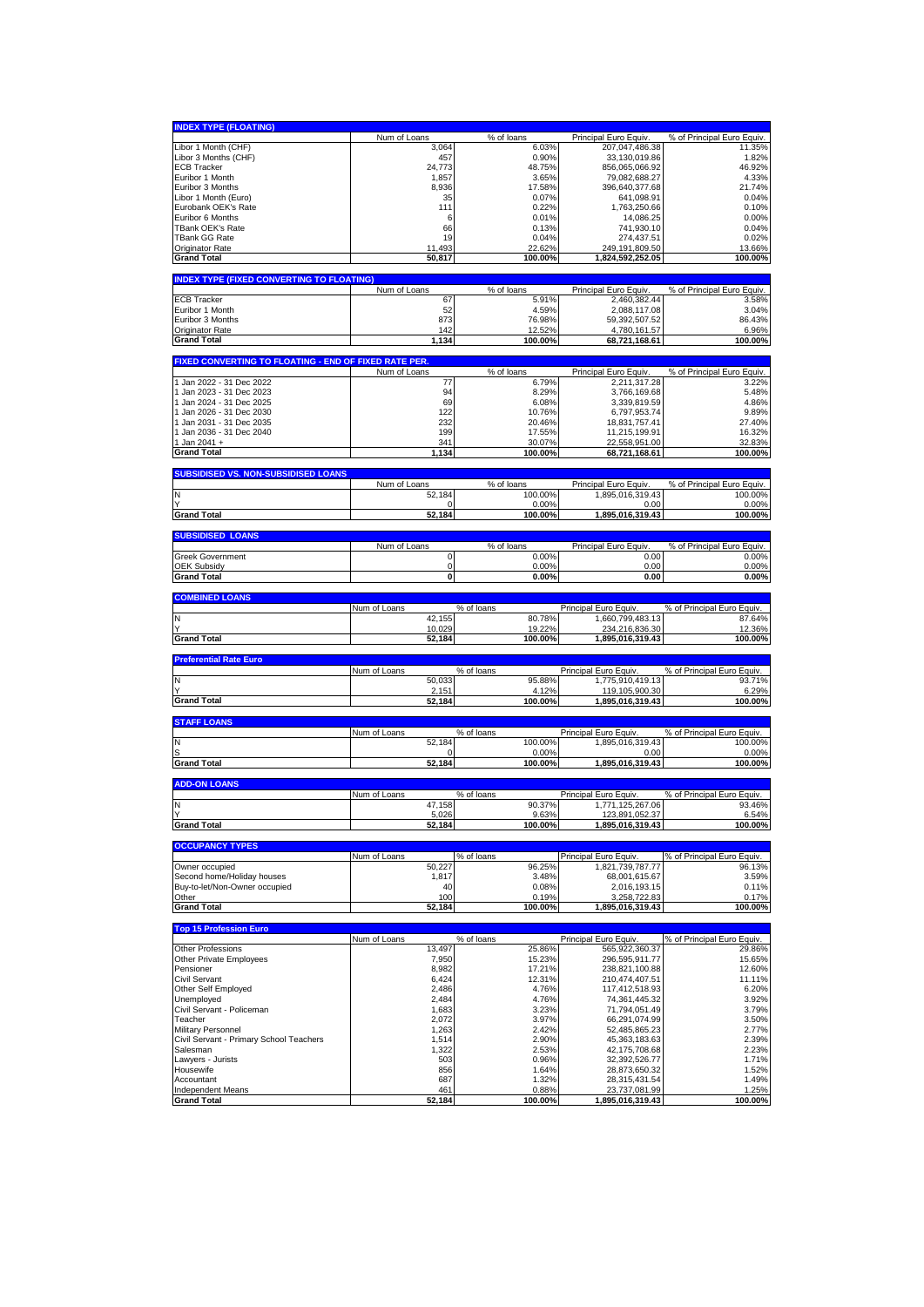| INDEX TYPE (FLOATING) | Num of Loans | % of loans | Principal Euro Equiv. | % of Principal Euro Equiv. |
|---|---|---|---|---|
| Libor 1 Month (CHF) | 3,064 | 6.03% | 207,047,486.38 | 11.35% |
| Libor 3 Months (CHF) | 457 | 0.90% | 33,130,019.86 | 1.82% |
| ECB Tracker | 24,773 | 48.75% | 856,065,066.92 | 46.92% |
| Euribor 1 Month | 1,857 | 3.65% | 79,082,688.27 | 4.33% |
| Euribor 3 Months | 8,936 | 17.58% | 396,640,377.68 | 21.74% |
| Libor 1 Month (Euro) | 35 | 0.07% | 641,098.91 | 0.04% |
| Eurobank OEK's Rate | 111 | 0.22% | 1,763,250.66 | 0.10% |
| Euribor 6 Months | 6 | 0.01% | 14,086.25 | 0.00% |
| TBank OEK's Rate | 66 | 0.13% | 741,930.10 | 0.04% |
| TBank GG Rate | 19 | 0.04% | 274,437.51 | 0.02% |
| Originator Rate | 11,493 | 22.62% | 249,191,809.50 | 13.66% |
| **Grand Total** | **50,817** | **100.00%** | **1,824,592,252.05** | **100.00%** |

| INDEX TYPE (FIXED CONVERTING TO FLOATING) | Num of Loans | % of loans | Principal Euro Equiv. | % of Principal Euro Equiv. |
|---|---|---|---|---|
| ECB Tracker | 67 | 5.91% | 2,460,382.44 | 3.58% |
| Euribor 1 Month | 52 | 4.59% | 2,088,117.08 | 3.04% |
| Euribor 3 Months | 873 | 76.98% | 59,392,507.52 | 86.43% |
| Originator Rate | 142 | 12.52% | 4,780,161.57 | 6.96% |
| **Grand Total** | **1,134** | **100.00%** | **68,721,168.61** | **100.00%** |

| FIXED CONVERTING TO FLOATING - END OF FIXED RATE PER. | Num of Loans | % of loans | Principal Euro Equiv. | % of Principal Euro Equiv. |
|---|---|---|---|---|
| 1 Jan 2022 - 31 Dec 2022 | 77 | 6.79% | 2,211,317.28 | 3.22% |
| 1 Jan 2023 - 31 Dec 2023 | 94 | 8.29% | 3,766,169.68 | 5.48% |
| 1 Jan 2024 - 31 Dec 2025 | 69 | 6.08% | 3,339,819.59 | 4.86% |
| 1 Jan 2026 - 31 Dec 2030 | 122 | 10.76% | 6,797,953.74 | 9.89% |
| 1 Jan 2031 - 31 Dec 2035 | 232 | 20.46% | 18,831,757.41 | 27.40% |
| 1 Jan 2036 - 31 Dec 2040 | 199 | 17.55% | 11,215,199.91 | 16.32% |
| 1 Jan 2041 + | 341 | 30.07% | 22,558,951.00 | 32.83% |
| **Grand Total** | **1,134** | **100.00%** | **68,721,168.61** | **100.00%** |

| SUBSIDISED VS. NON-SUBSIDISED LOANS | Num of Loans | % of loans | Principal Euro Equiv. | % of Principal Euro Equiv. |
|---|---|---|---|---|
| N | 52,184 | 100.00% | 1,895,016,319.43 | 100.00% |
| Y | 0 | 0.00% | 0.00 | 0.00% |
| **Grand Total** | **52,184** | **100.00%** | **1,895,016,319.43** | **100.00%** |

| SUBSIDISED LOANS | Num of Loans | % of loans | Principal Euro Equiv. | % of Principal Euro Equiv. |
|---|---|---|---|---|
| Greek Government | 0 | 0.00% | 0.00 | 0.00% |
| OEK Subsidy | 0 | 0.00% | 0.00 | 0.00% |
| **Grand Total** | **0** | **0.00%** | **0.00** | **0.00%** |

| COMBINED LOANS | Num of Loans | % of loans | Principal Euro Equiv. | % of Principal Euro Equiv. |
|---|---|---|---|---|
| N | 42,155 | 80.78% | 1,660,799,483.13 | 87.64% |
| Y | 10,029 | 19.22% | 234,216,836.30 | 12.36% |
| **Grand Total** | **52,184** | **100.00%** | **1,895,016,319.43** | **100.00%** |

| Preferential Rate Euro | Num of Loans | % of loans | Principal Euro Equiv. | % of Principal Euro Equiv. |
|---|---|---|---|---|
| N | 50,033 | 95.88% | 1,775,910,419.13 | 93.71% |
| Y | 2,151 | 4.12% | 119,105,900.30 | 6.29% |
| **Grand Total** | **52,184** | **100.00%** | **1,895,016,319.43** | **100.00%** |

| STAFF LOANS | Num of Loans | % of loans | Principal Euro Equiv. | % of Principal Euro Equiv. |
|---|---|---|---|---|
| N | 52,184 | 100.00% | 1,895,016,319.43 | 100.00% |
| S | 0 | 0.00% | 0.00 | 0.00% |
| **Grand Total** | **52,184** | **100.00%** | **1,895,016,319.43** | **100.00%** |

| ADD-ON LOANS | Num of Loans | % of loans | Principal Euro Equiv. | % of Principal Euro Equiv. |
|---|---|---|---|---|
| N | 47,158 | 90.37% | 1,771,125,267.06 | 93.46% |
| Y | 5,026 | 9.63% | 123,891,052.37 | 6.54% |
| **Grand Total** | **52,184** | **100.00%** | **1,895,016,319.43** | **100.00%** |

| OCCUPANCY TYPES | Num of Loans | % of loans | Principal Euro Equiv. | % of Principal Euro Equiv. |
|---|---|---|---|---|
| Owner occupied | 50,227 | 96.25% | 1,821,739,787.77 | 96.13% |
| Second home/Holiday houses | 1,817 | 3.48% | 68,001,615.67 | 3.59% |
| Buy-to-let/Non-Owner occupied | 40 | 0.08% | 2,016,193.15 | 0.11% |
| Other | 100 | 0.19% | 3,258,722.83 | 0.17% |
| **Grand Total** | **52,184** | **100.00%** | **1,895,016,319.43** | **100.00%** |

| Top 15 Profession Euro | Num of Loans | % of loans | Principal Euro Equiv. | % of Principal Euro Equiv. |
|---|---|---|---|---|
| Other Professions | 13,497 | 25.86% | 565,922,360.37 | 29.86% |
| Other Private Employees | 7,950 | 15.23% | 296,595,911.77 | 15.65% |
| Pensioner | 8,982 | 17.21% | 238,821,100.88 | 12.60% |
| Civil Servant | 6,424 | 12.31% | 210,474,407.51 | 11.11% |
| Other Self Employed | 2,486 | 4.76% | 117,412,518.93 | 6.20% |
| Unemployed | 2,484 | 4.76% | 74,361,445.32 | 3.92% |
| Civil Servant - Policeman | 1,683 | 3.23% | 71,794,051.49 | 3.79% |
| Teacher | 2,072 | 3.97% | 66,291,074.99 | 3.50% |
| Military Personnel | 1,263 | 2.42% | 52,485,865.23 | 2.77% |
| Civil Servant - Primary School Teachers | 1,514 | 2.90% | 45,363,183.63 | 2.39% |
| Salesman | 1,322 | 2.53% | 42,175,708.68 | 2.23% |
| Lawyers - Jurists | 503 | 0.96% | 32,392,526.77 | 1.71% |
| Housewife | 856 | 1.64% | 28,873,650.32 | 1.52% |
| Accountant | 687 | 1.32% | 28,315,431.54 | 1.49% |
| Independent Means | 461 | 0.88% | 23,737,081.99 | 1.25% |
| **Grand Total** | **52,184** | **100.00%** | **1,895,016,319.43** | **100.00%** |